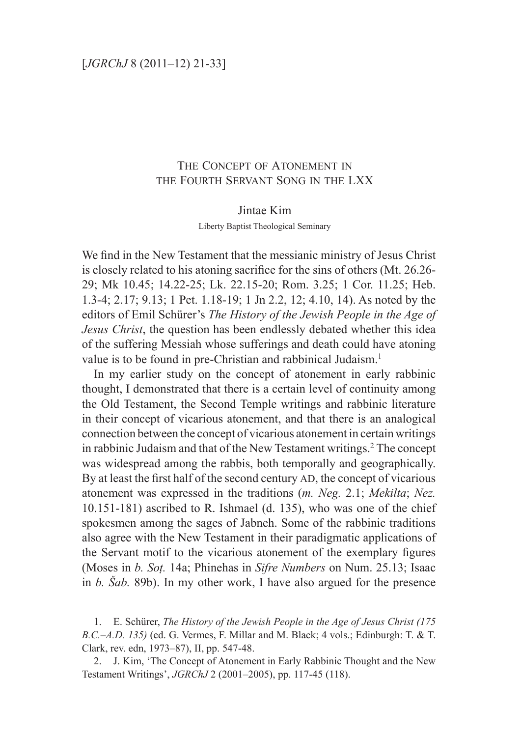# The Concept of Atonement in the Fourth Servant Song in the LXX

Jintae Kim

Liberty Baptist Theological Seminary

We find in the New Testament that the messianic ministry of Jesus Christ is closely related to his atoning sacrifice for the sins of others (Mt. 26.26-29; Mk 10.45; 14.22-25; Lk. 22.15-20; Rom. 3.25; 1 Cor. 11.25; Heb. 1.3-4; 2.17; 9.13; 1 Pet. 1.18-19; 1 Jn 2.2, 12; 4.10, 14). As noted by the editors of Emil Schürer's *The History of the Jewish People in the Age of Jesus Christ*, the question has been endlessly debated whether this idea of the suffering Messiah whose sufferings and death could have atoning value is to be found in pre-Christian and rabbinical Judaism.[1]

In my earlier study on the concept of atonement in early rabbinic thought, I demonstrated that there is a certain level of continuity among the Old Testament, the Second Temple writings and rabbinic literature in their concept of vicarious atonement, and that there is an analogical connection between the concept of vicarious atonement in certain writings in rabbinic Judaism and that of the New Testament writings.[2] The concept was widespread among the rabbis, both temporally and geographically. By at least the first half of the second century AD, the concept of vicarious atonement was expressed in the traditions (*m. Neg.* 2.1; *Mekilta*; *Nez.* 10.151-181) ascribed to R. Ishmael (d. 135), who was one of the chief spokesmen among the sages of Jabneh. Some of the rabbinic traditions also agree with the New Testament in their paradigmatic applications of the Servant motif to the vicarious atonement of the exemplary figures (Moses in *b. Soṭ.* 14a; Phinehas in *Sifre Numbers* on Num. 25.13; Isaac in *b. Šab.* 89b). In my other work, I have also argued for the presence

1. E. Schürer, *The History of the Jewish People in the Age of Jesus Christ (175 B.C.–A.D. 135)* (ed. G. Vermes, F. Millar and M. Black; 4 vols.; Edinburgh: T. & T. Clark, rev. edn, 1973–87), II, pp. 547-48.

2. J. Kim, 'The Concept of Atonement in Early Rabbinic Thought and the New Testament Writings', *JGRChJ* 2 (2001–2005), pp. 117-45 (118).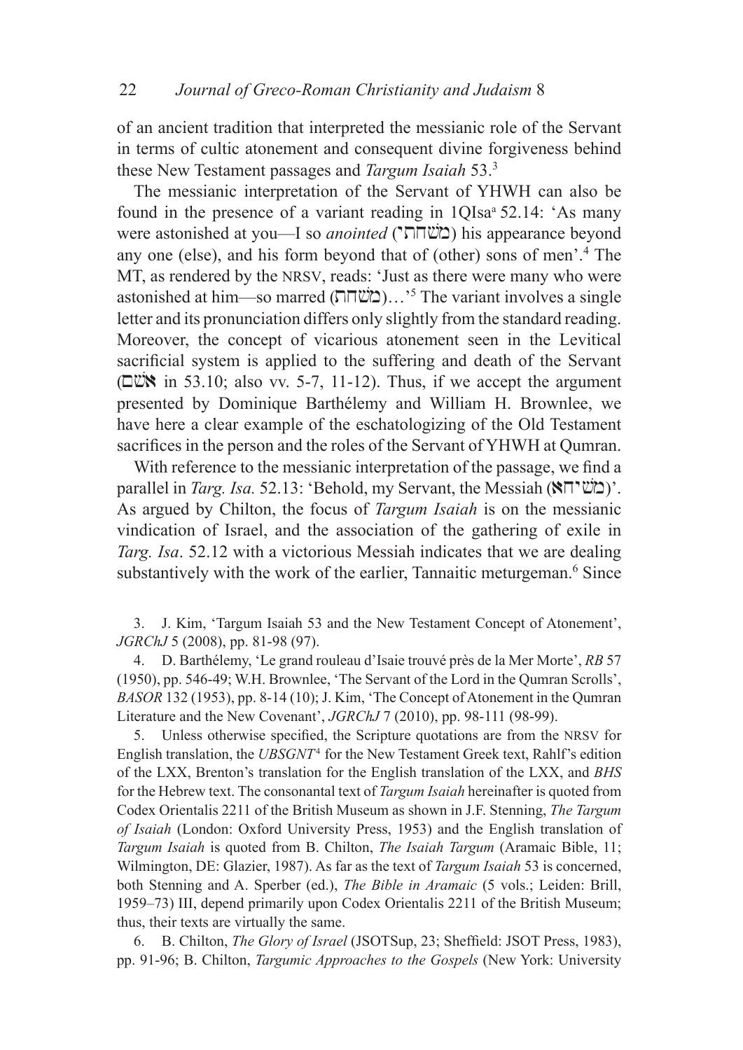of an ancient tradition that interpreted the messianic role of the Servant in terms of cultic atonement and consequent divine forgiveness behind these New Testament passages and *Targum Isaiah* 53.[3]

The messianic interpretation of the Servant of YHWH can also be found in the presence of a variant reading in 1QIsa[a] 52.14: 'As many were astonished at you—I so *anointed* (משחתי) his appearance beyond any one (else), and his form beyond that of (other) sons of men'.[4] The MT, as rendered by the NRSV, reads: 'Just as there were many who were astonished at him—so marred (מִשְׁחַת)…'[5] The variant involves a single letter and its pronunciation differs only slightly from the standard reading. Moreover, the concept of vicarious atonement seen in the Levitical sacrificial system is applied to the suffering and death of the Servant (אָשָׁם in 53.10; also vv. 5-7, 11-12). Thus, if we accept the argument presented by Dominique Barthélemy and William H. Brownlee, we have here a clear example of the eschatologizing of the Old Testament sacrifices in the person and the roles of the Servant of YHWH at Qumran.

With reference to the messianic interpretation of the passage, we find a parallel in *Targ. Isa.* 52.13: 'Behold, my Servant, the Messiah (מְשִׁיחָא)'. As argued by Chilton, the focus of *Targum Isaiah* is on the messianic vindication of Israel, and the association of the gathering of exile in *Targ. Isa*. 52.12 with a victorious Messiah indicates that we are dealing substantively with the work of the earlier, Tannaitic meturgeman.[6] Since

3. J. Kim, 'Targum Isaiah 53 and the New Testament Concept of Atonement', *JGRChJ* 5 (2008), pp. 81-98 (97).

4. D. Barthélemy, 'Le grand rouleau d'Isaie trouvé près de la Mer Morte', *RB* 57 (1950), pp. 546-49; W.H. Brownlee, 'The Servant of the Lord in the Qumran Scrolls', *BASOR* 132 (1953), pp. 8-14 (10); J. Kim, 'The Concept of Atonement in the Qumran Literature and the New Covenant', *JGRChJ* 7 (2010), pp. 98-111 (98-99).

5. Unless otherwise specified, the Scripture quotations are from the NRSV for English translation, the *UBSGNT*[4] for the New Testament Greek text, Rahlf's edition of the LXX, Brenton's translation for the English translation of the LXX, and *BHS* for the Hebrew text. The consonantal text of *Targum Isaiah* hereinafter is quoted from Codex Orientalis 2211 of the British Museum as shown in J.F. Stenning, *The Targum of Isaiah* (London: Oxford University Press, 1953) and the English translation of *Targum Isaiah* is quoted from B. Chilton, *The Isaiah Targum* (Aramaic Bible, 11; Wilmington, DE: Glazier, 1987). As far as the text of *Targum Isaiah* 53 is concerned, both Stenning and A. Sperber (ed.), *The Bible in Aramaic* (5 vols.; Leiden: Brill, 1959–73) III, depend primarily upon Codex Orientalis 2211 of the British Museum; thus, their texts are virtually the same.

6. B. Chilton, *The Glory of Israel* (JSOTSup, 23; Sheffield: JSOT Press, 1983), pp. 91-96; B. Chilton, *Targumic Approaches to the Gospels* (New York: University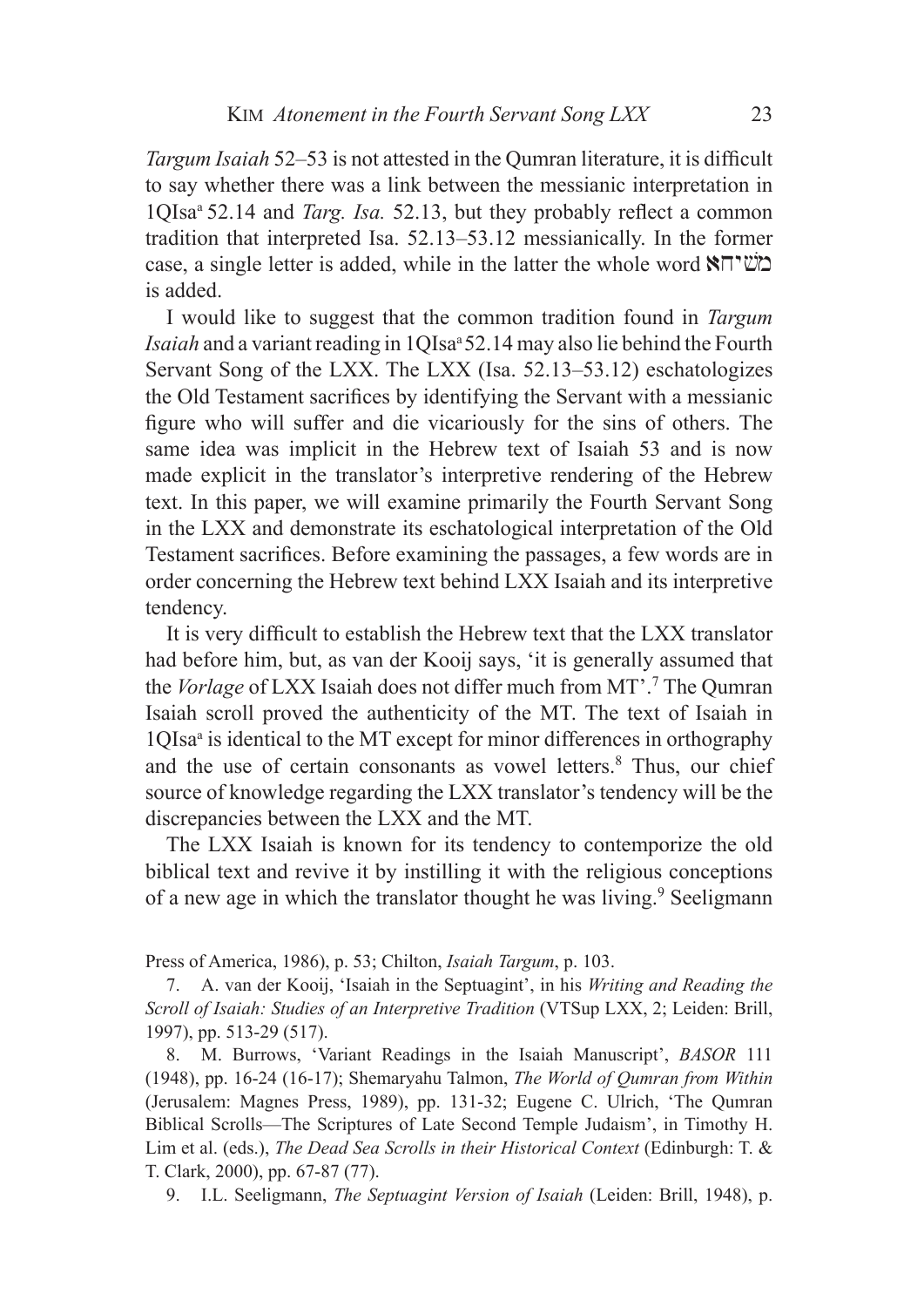*Targum Isaiah* 52–53 is not attested in the Qumran literature, it is difficult to say whether there was a link between the messianic interpretation in 1QIsa[a] 52.14 and *Targ. Isa.* 52.13, but they probably reflect a common tradition that interpreted Isa. 52.13–53.12 messianically. In the former case, a single letter is added, while in the latter the whole word משׁיחא is added.

I would like to suggest that the common tradition found in *Targum Isaiah* and a variant reading in 1QIsa[a] 52.14 may also lie behind the Fourth Servant Song of the LXX. The LXX (Isa. 52.13–53.12) eschatologizes the Old Testament sacrifices by identifying the Servant with a messianic figure who will suffer and die vicariously for the sins of others. The same idea was implicit in the Hebrew text of Isaiah 53 and is now made explicit in the translator's interpretive rendering of the Hebrew text. In this paper, we will examine primarily the Fourth Servant Song in the LXX and demonstrate its eschatological interpretation of the Old Testament sacrifices. Before examining the passages, a few words are in order concerning the Hebrew text behind LXX Isaiah and its interpretive tendency.

It is very difficult to establish the Hebrew text that the LXX translator had before him, but, as van der Kooij says, 'it is generally assumed that the *Vorlage* of LXX Isaiah does not differ much from MT'.[7] The Qumran Isaiah scroll proved the authenticity of the MT. The text of Isaiah in 1QIsa[a] is identical to the MT except for minor differences in orthography and the use of certain consonants as vowel letters.[8] Thus, our chief source of knowledge regarding the LXX translator's tendency will be the discrepancies between the LXX and the MT.

The LXX Isaiah is known for its tendency to contemporize the old biblical text and revive it by instilling it with the religious conceptions of a new age in which the translator thought he was living.[9] Seeligmann

Press of America, 1986), p. 53; Chilton, *Isaiah Targum*, p. 103.

7. A. van der Kooij, 'Isaiah in the Septuagint', in his *Writing and Reading the Scroll of Isaiah: Studies of an Interpretive Tradition* (VTSup LXX, 2; Leiden: Brill, 1997), pp. 513-29 (517).

8. M. Burrows, 'Variant Readings in the Isaiah Manuscript', *BASOR* 111 (1948), pp. 16-24 (16-17); Shemaryahu Talmon, *The World of Qumran from Within* (Jerusalem: Magnes Press, 1989), pp. 131-32; Eugene C. Ulrich, 'The Qumran Biblical Scrolls—The Scriptures of Late Second Temple Judaism', in Timothy H. Lim et al. (eds.), *The Dead Sea Scrolls in their Historical Context* (Edinburgh: T. & T. Clark, 2000), pp. 67-87 (77).

9. I.L. Seeligmann, *The Septuagint Version of Isaiah* (Leiden: Brill, 1948), p.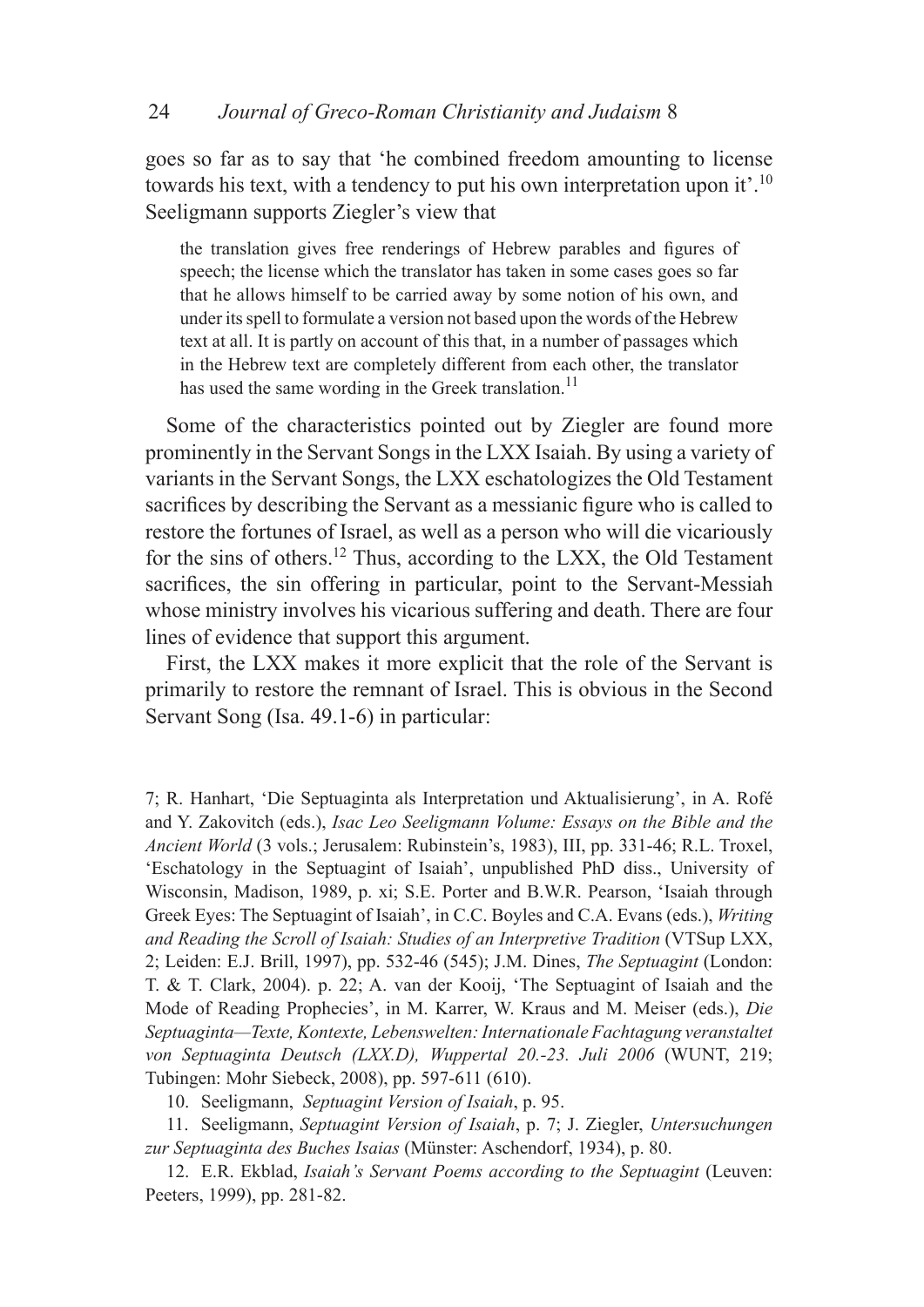goes so far as to say that 'he combined freedom amounting to license towards his text, with a tendency to put his own interpretation upon it'.[10] Seeligmann supports Ziegler's view that

> the translation gives free renderings of Hebrew parables and figures of speech; the license which the translator has taken in some cases goes so far that he allows himself to be carried away by some notion of his own, and under its spell to formulate a version not based upon the words of the Hebrew text at all. It is partly on account of this that, in a number of passages which in the Hebrew text are completely different from each other, the translator has used the same wording in the Greek translation.[11]

Some of the characteristics pointed out by Ziegler are found more prominently in the Servant Songs in the LXX Isaiah. By using a variety of variants in the Servant Songs, the LXX eschatologizes the Old Testament sacrifices by describing the Servant as a messianic figure who is called to restore the fortunes of Israel, as well as a person who will die vicariously for the sins of others.[12] Thus, according to the LXX, the Old Testament sacrifices, the sin offering in particular, point to the Servant-Messiah whose ministry involves his vicarious suffering and death. There are four lines of evidence that support this argument.

First, the LXX makes it more explicit that the role of the Servant is primarily to restore the remnant of Israel. This is obvious in the Second Servant Song (Isa. 49.1-6) in particular:

---

7; R. Hanhart, 'Die Septuaginta als Interpretation und Aktualisierung', in A. Rofé and Y. Zakovitch (eds.), *Isac Leo Seeligmann Volume: Essays on the Bible and the Ancient World* (3 vols.; Jerusalem: Rubinstein's, 1983), III, pp. 331-46; R.L. Troxel, 'Eschatology in the Septuagint of Isaiah', unpublished PhD diss., University of Wisconsin, Madison, 1989, p. xi; S.E. Porter and B.W.R. Pearson, 'Isaiah through Greek Eyes: The Septuagint of Isaiah', in C.C. Boyles and C.A. Evans (eds.), *Writing and Reading the Scroll of Isaiah: Studies of an Interpretive Tradition* (VTSup LXX, 2; Leiden: E.J. Brill, 1997), pp. 532-46 (545); J.M. Dines, *The Septuagint* (London: T. & T. Clark, 2004). p. 22; A. van der Kooij, 'The Septuagint of Isaiah and the Mode of Reading Prophecies', in M. Karrer, W. Kraus and M. Meiser (eds.), *Die Septuaginta—Texte, Kontexte, Lebenswelten: Internationale Fachtagung veranstaltet von Septuaginta Deutsch (LXX.D), Wuppertal 20.-23. Juli 2006* (WUNT, 219; Tubingen: Mohr Siebeck, 2008), pp. 597-611 (610).

10. Seeligmann, *Septuagint Version of Isaiah*, p. 95.

11. Seeligmann, *Septuagint Version of Isaiah*, p. 7; J. Ziegler, *Untersuchungen zur Septuaginta des Buches Isaias* (Münster: Aschendorf, 1934), p. 80.

12. E.R. Ekblad, *Isaiah's Servant Poems according to the Septuagint* (Leuven: Peeters, 1999), pp. 281-82.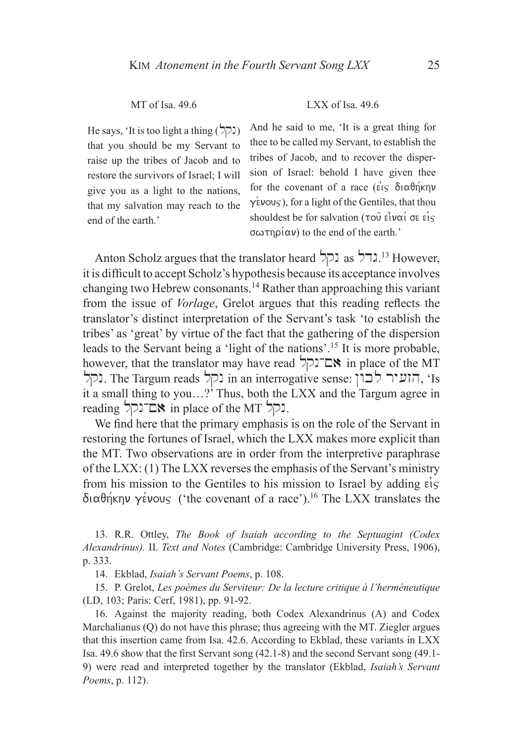| MT of Isa. 49.6 | LXX of Isa. 49.6 |
| --- | --- |
| He says, 'It is too light a thing (נקל) that you should be my Servant to raise up the tribes of Jacob and to restore the survivors of Israel; I will give you as a light to the nations, that my salvation may reach to the end of the earth.' | And he said to me, 'It is a great thing for thee to be called my Servant, to establish the tribes of Jacob, and to recover the dispersion of Israel: behold I have given thee for the covenant of a race (εἰς διαθήκην γένους), for a light of the Gentiles, that thou shouldest be for salvation (τοῦ εἶναί σε εἰς σωτηρίαν) to the end of the earth.' |

Anton Scholz argues that the translator heard נקל as גדל.[13] However, it is difficult to accept Scholz's hypothesis because its acceptance involves changing two Hebrew consonants.[14] Rather than approaching this variant from the issue of *Vorlage*, Grelot argues that this reading reflects the translator's distinct interpretation of the Servant's task 'to establish the tribes' as 'great' by virtue of the fact that the gathering of the dispersion leads to the Servant being a 'light of the nations'.[15] It is more probable, however, that the translator may have read אם־נקל in place of the MT נקל. The Targum reads נקל in an interrogative sense: הזעיר לכון, 'Is it a small thing to you…?' Thus, both the LXX and the Targum agree in reading אם־נקל in place of the MT נקל.

We find here that the primary emphasis is on the role of the Servant in restoring the fortunes of Israel, which the LXX makes more explicit than the MT. Two observations are in order from the interpretive paraphrase of the LXX: (1) The LXX reverses the emphasis of the Servant's ministry from his mission to the Gentiles to his mission to Israel by adding εἰς διαθήκην γένους ('the covenant of a race').[16] The LXX translates the

13. R.R. Ottley, *The Book of Isaiah according to the Septuagint (Codex Alexandrinus).* II. *Text and Notes* (Cambridge: Cambridge University Press, 1906), p. 333.

14. Ekblad, *Isaiah's Servant Poems*, p. 108.

15. P. Grelot, *Les poèmes du Serviteur: De la lecture critique à l'herméneutique* (LD, 103; Paris: Cerf, 1981), pp. 91-92.

16. Against the majority reading, both Codex Alexandrinus (A) and Codex Marchalianus (Q) do not have this phrase; thus agreeing with the MT. Ziegler argues that this insertion came from Isa. 42.6. According to Ekblad, these variants in LXX Isa. 49.6 show that the first Servant song (42.1-8) and the second Servant song (49.1-9) were read and interpreted together by the translator (Ekblad, *Isaiah's Servant Poems*, p. 112).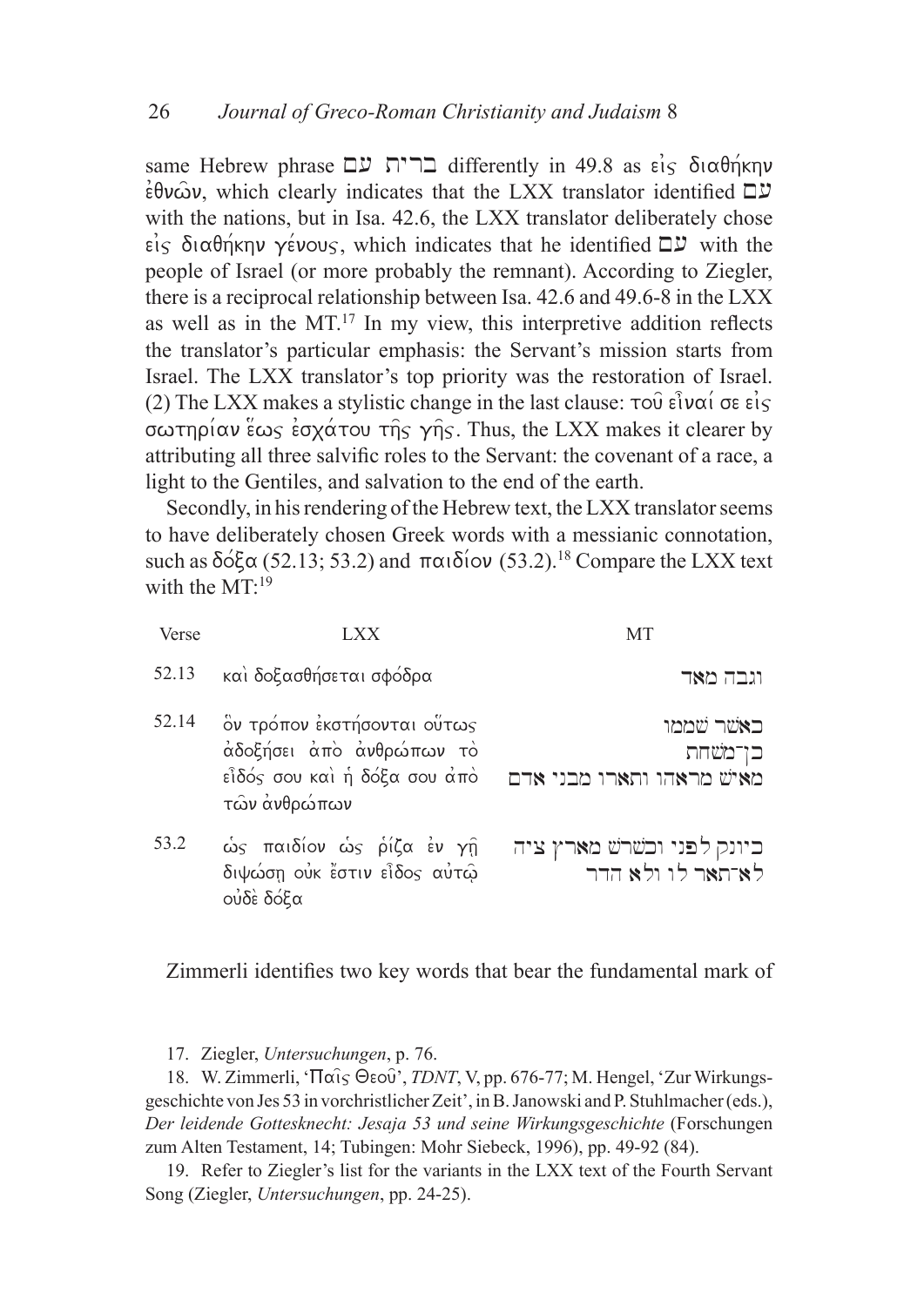same Hebrew phrase ברית עם differently in 49.8 as εἰς διαθήκην ἐθνῶν, which clearly indicates that the LXX translator identified עם with the nations, but in Isa. 42.6, the LXX translator deliberately chose εἰς διαθήκην γένους, which indicates that he identified עם with the people of Israel (or more probably the remnant). According to Ziegler, there is a reciprocal relationship between Isa. 42.6 and 49.6-8 in the LXX as well as in the MT.[17] In my view, this interpretive addition reflects the translator's particular emphasis: the Servant's mission starts from Israel. The LXX translator's top priority was the restoration of Israel. (2) The LXX makes a stylistic change in the last clause: τοῦ εἶναί σε εἰς σωτηρίαν ἕως ἐσχάτου τῆς γῆς. Thus, the LXX makes it clearer by attributing all three salvific roles to the Servant: the covenant of a race, a light to the Gentiles, and salvation to the end of the earth.

Secondly, in his rendering of the Hebrew text, the LXX translator seems to have deliberately chosen Greek words with a messianic connotation, such as δόξα (52.13; 53.2) and παιδίον (53.2).[18] Compare the LXX text with the MT:[19]

| Verse | LXX | MT |
|---|---|---|
| 52.13 | καὶ δοξασθήσεται σφόδρα | וגבה מאד |
| 52.14 | ὃν τρόπον ἐκστήσονται οὕτως ἀδοξήσει ἀπὸ ἀνθρώπων τὸ εἶδός σου καὶ ἡ δόξα σου ἀπὸ τῶν ἀνθρώπων | כאשׁר שׁממו בן־משׁחת מאישׁ מראהו ותארו מבני אדם |
| 53.2 | ὡς παιδίον ὡς ῥίζα ἐν γῇ διψώσῃ οὐκ ἔστιν εἶδος αὐτῷ οὐδὲ δόξα | כיונק לפני וכשׁרשׁ מארץ ציה לא־תאר לו ולא הדר |

Zimmerli identifies two key words that bear the fundamental mark of

17. Ziegler, *Untersuchungen*, p. 76.

18. W. Zimmerli, 'Παῖς Θεοῦ', *TDNT*, V, pp. 676-77; M. Hengel, 'Zur Wirkungsgeschichte von Jes 53 in vorchristlicher Zeit', in B. Janowski and P. Stuhlmacher (eds.), *Der leidende Gottesknecht: Jesaja 53 und seine Wirkungsgeschichte* (Forschungen zum Alten Testament, 14; Tubingen: Mohr Siebeck, 1996), pp. 49-92 (84).

19. Refer to Ziegler's list for the variants in the LXX text of the Fourth Servant Song (Ziegler, *Untersuchungen*, pp. 24-25).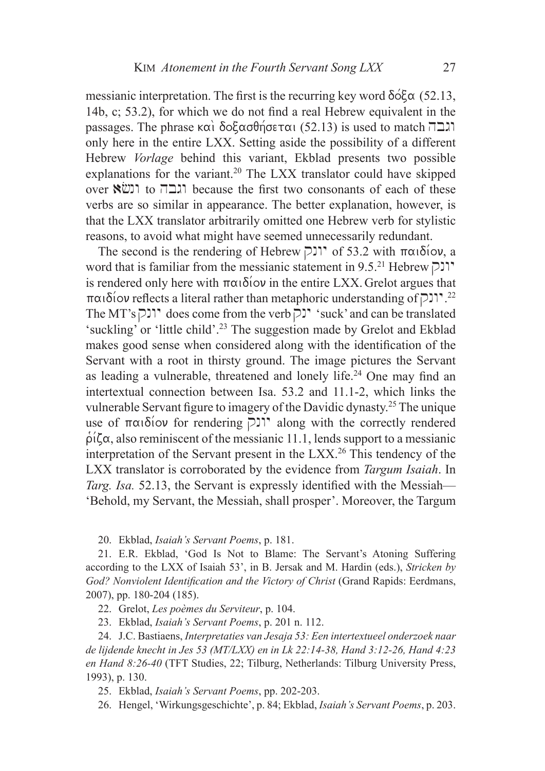messianic interpretation. The first is the recurring key word δόξα (52.13, 14b, c; 53.2), for which we do not find a real Hebrew equivalent in the passages. The phrase καὶ δοξασθήσεται (52.13) is used to match וגבה only here in the entire LXX. Setting aside the possibility of a different Hebrew *Vorlage* behind this variant, Ekblad presents two possible explanations for the variant.[20] The LXX translator could have skipped over ונשׂא to וגבה because the first two consonants of each of these verbs are so similar in appearance. The better explanation, however, is that the LXX translator arbitrarily omitted one Hebrew verb for stylistic reasons, to avoid what might have seemed unnecessarily redundant.

The second is the rendering of Hebrew יונק of 53.2 with παιδίον, a word that is familiar from the messianic statement in 9.5.[21] Hebrew יונק is rendered only here with παιδίον in the entire LXX. Grelot argues that παιδίον reflects a literal rather than metaphoric understanding of יונק.[22] The MT's יונק does come from the verb ינק 'suck' and can be translated 'suckling' or 'little child'.[23] The suggestion made by Grelot and Ekblad makes good sense when considered along with the identification of the Servant with a root in thirsty ground. The image pictures the Servant as leading a vulnerable, threatened and lonely life.[24] One may find an intertextual connection between Isa. 53.2 and 11.1-2, which links the vulnerable Servant figure to imagery of the Davidic dynasty.[25] The unique use of παιδίον for rendering יונק along with the correctly rendered ῥίζα, also reminiscent of the messianic 11.1, lends support to a messianic interpretation of the Servant present in the LXX.[26] This tendency of the LXX translator is corroborated by the evidence from *Targum Isaiah*. In *Targ. Isa.* 52.13, the Servant is expressly identified with the Messiah—'Behold, my Servant, the Messiah, shall prosper'. Moreover, the Targum

20. Ekblad, *Isaiah's Servant Poems*, p. 181.

21. E.R. Ekblad, 'God Is Not to Blame: The Servant's Atoning Suffering according to the LXX of Isaiah 53', in B. Jersak and M. Hardin (eds.), *Stricken by God? Nonviolent Identification and the Victory of Christ* (Grand Rapids: Eerdmans, 2007), pp. 180-204 (185).

22. Grelot, *Les poèmes du Serviteur*, p. 104.

23. Ekblad, *Isaiah's Servant Poems*, p. 201 n. 112.

24. J.C. Bastiaens, *Interpretaties van Jesaja 53: Een intertextueel onderzoek naar de lijdende knecht in Jes 53 (MT/LXX) en in Lk 22:14-38, Hand 3:12-26, Hand 4:23 en Hand 8:26-40* (TFT Studies, 22; Tilburg, Netherlands: Tilburg University Press, 1993), p. 130.

25. Ekblad, *Isaiah's Servant Poems*, pp. 202-203.

26. Hengel, 'Wirkungsgeschichte', p. 84; Ekblad, *Isaiah's Servant Poems*, p. 203.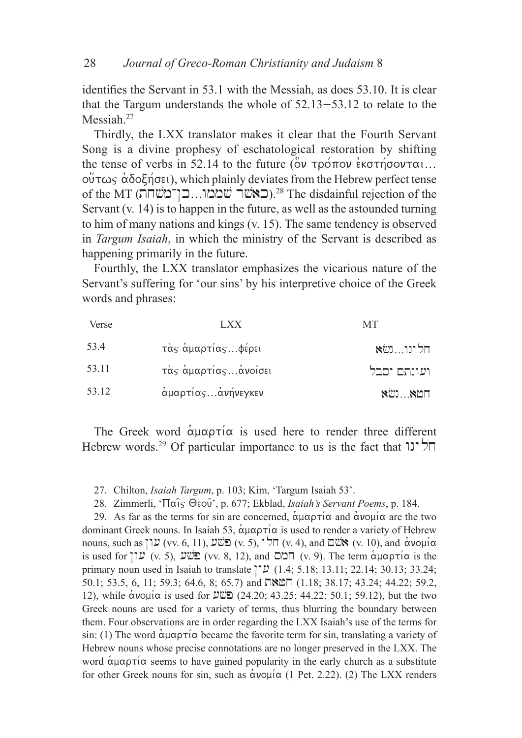identifies the Servant in 53.1 with the Messiah, as does 53.10. It is clear that the Targum understands the whole of 52.13−53.12 to relate to the Messiah.[27]

Thirdly, the LXX translator makes it clear that the Fourth Servant Song is a divine prophesy of eschatological restoration by shifting the tense of verbs in 52.14 to the future (ὃν τρόπον ἐκστήσονται… οὕτως ἀδοξήσει), which plainly deviates from the Hebrew perfect tense of the MT (כאשׁר שׁממו…כן־משׁחת).[28] The disdainful rejection of the Servant (v. 14) is to happen in the future, as well as the astounded turning to him of many nations and kings (v. 15). The same tendency is observed in *Targum Isaiah*, in which the ministry of the Servant is described as happening primarily in the future.

Fourthly, the LXX translator emphasizes the vicarious nature of the Servant's suffering for 'our sins' by his interpretive choice of the Greek words and phrases:

| Verse | LXX | MT |
|---|---|---|
| 53.4 | τὰς ἁμαρτίας…φέρει | חלינו…נשׂא |
| 53.11 | τὰς ἁμαρτίας…ἀνοίσει | ועונתם יסבל |
| 53.12 | ἁμαρτίας…ἀνήνεγκεν | חטא…נשׂא |

The Greek word ἁμαρτία is used here to render three different Hebrew words.[29] Of particular importance to us is the fact that חלינו

27. Chilton, *Isaiah Targum*, p. 103; Kim, 'Targum Isaiah 53'.

28. Zimmerli, 'Παῖς Θεοῦ', p. 677; Ekblad, *Isaiah's Servant Poems*, p. 184.

29. As far as the terms for sin are concerned, ἁμαρτία and ἀνομία are the two dominant Greek nouns. In Isaiah 53, ἁμαρτία is used to render a variety of Hebrew nouns, such as עון (vv. 6, 11), פשׁע (v. 5), חלי (v. 4), and אשׁם (v. 10), and ἀνομία is used for עון (v. 5), פשׁע (vv. 8, 12), and חמס (v. 9). The term ἁμαρτία is the primary noun used in Isaiah to translate עון (1.4; 5.18; 13.11; 22.14; 30.13; 33.24; 50.1; 53.5, 6, 11; 59.3; 64.6, 8; 65.7) and חטאת (1.18; 38.17; 43.24; 44.22; 59.2, 12), while ἀνομία is used for פשׁע (24.20; 43.25; 44.22; 50.1; 59.12), but the two Greek nouns are used for a variety of terms, thus blurring the boundary between them. Four observations are in order regarding the LXX Isaiah's use of the terms for sin: (1) The word ἁμαρτία became the favorite term for sin, translating a variety of Hebrew nouns whose precise connotations are no longer preserved in the LXX. The word ἁμαρτία seems to have gained popularity in the early church as a substitute for other Greek nouns for sin, such as ἀνομία (1 Pet. 2.22). (2) The LXX renders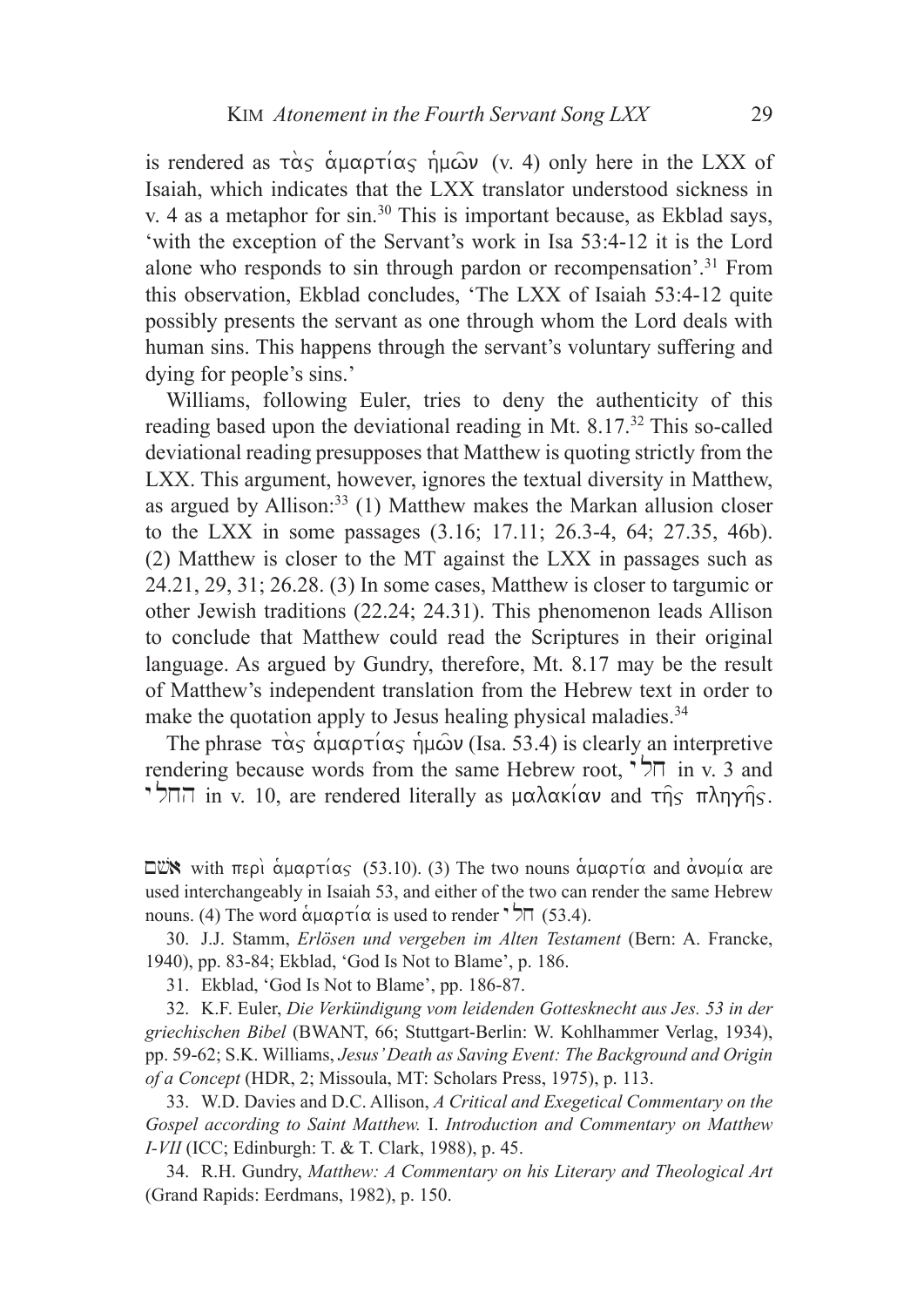is rendered as τὰς ἁμαρτίας ἡμῶν (v. 4) only here in the LXX of Isaiah, which indicates that the LXX translator understood sickness in v. 4 as a metaphor for sin.[30] This is important because, as Ekblad says, 'with the exception of the Servant's work in Isa 53:4-12 it is the Lord alone who responds to sin through pardon or recompensation'.[31] From this observation, Ekblad concludes, 'The LXX of Isaiah 53:4-12 quite possibly presents the servant as one through whom the Lord deals with human sins. This happens through the servant's voluntary suffering and dying for people's sins.'

Williams, following Euler, tries to deny the authenticity of this reading based upon the deviational reading in Mt. 8.17.[32] This so-called deviational reading presupposes that Matthew is quoting strictly from the LXX. This argument, however, ignores the textual diversity in Matthew, as argued by Allison:[33] (1) Matthew makes the Markan allusion closer to the LXX in some passages (3.16; 17.11; 26.3-4, 64; 27.35, 46b). (2) Matthew is closer to the MT against the LXX in passages such as 24.21, 29, 31; 26.28. (3) In some cases, Matthew is closer to targumic or other Jewish traditions (22.24; 24.31). This phenomenon leads Allison to conclude that Matthew could read the Scriptures in their original language. As argued by Gundry, therefore, Mt. 8.17 may be the result of Matthew's independent translation from the Hebrew text in order to make the quotation apply to Jesus healing physical maladies.[34]

The phrase τὰς ἁμαρτίας ἡμῶν (Isa. 53.4) is clearly an interpretive rendering because words from the same Hebrew root, חלי in v. 3 and החלי in v. 10, are rendered literally as μαλακίαν and τῆς πληγῆς.

---

אשׁם with περὶ ἁμαρτίας (53.10). (3) The two nouns ἁμαρτία and ἀνομία are used interchangeably in Isaiah 53, and either of the two can render the same Hebrew nouns. (4) The word ἁμαρτία is used to render חלי (53.4).

30. J.J. Stamm, *Erlösen und vergeben im Alten Testament* (Bern: A. Francke, 1940), pp. 83-84; Ekblad, 'God Is Not to Blame', p. 186.

31. Ekblad, 'God Is Not to Blame', pp. 186-87.

32. K.F. Euler, *Die Verkündigung vom leidenden Gottesknecht aus Jes. 53 in der griechischen Bibel* (BWANT, 66; Stuttgart-Berlin: W. Kohlhammer Verlag, 1934), pp. 59-62; S.K. Williams, *Jesus' Death as Saving Event: The Background and Origin of a Concept* (HDR, 2; Missoula, MT: Scholars Press, 1975), p. 113.

33. W.D. Davies and D.C. Allison, *A Critical and Exegetical Commentary on the Gospel according to Saint Matthew.* I. *Introduction and Commentary on Matthew I-VII* (ICC; Edinburgh: T. & T. Clark, 1988), p. 45.

34. R.H. Gundry, *Matthew: A Commentary on his Literary and Theological Art* (Grand Rapids: Eerdmans, 1982), p. 150.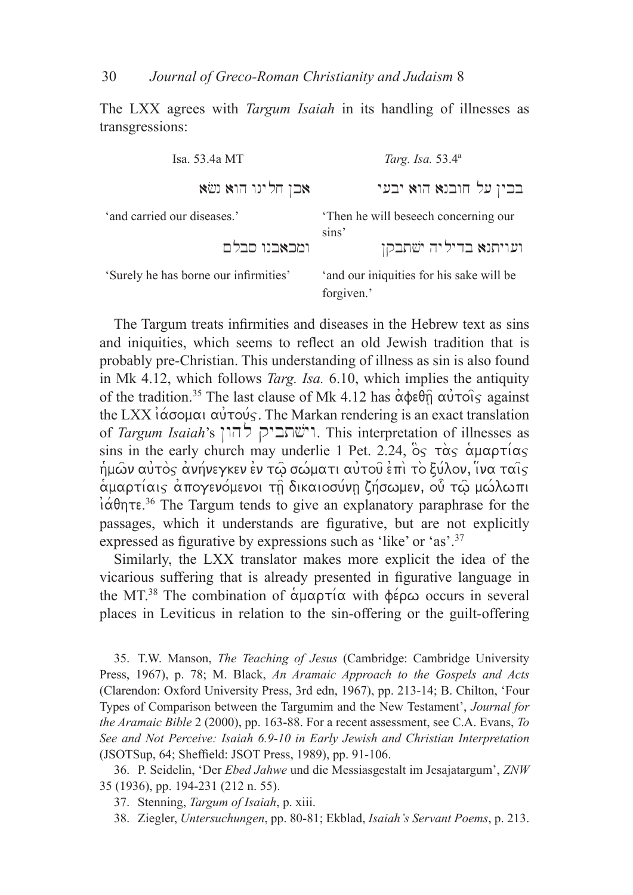The LXX agrees with *Targum Isaiah* in its handling of illnesses as transgressions:

| Isa. 53.4a MT | *Targ. Isa.* 53.4ª |
|---|---|
| אכן חלינו הוא נשׂא | בכין על חובנא הוא יבעי |
| 'and carried our diseases.' | 'Then he will beseech concerning our sins' |
| ומכאבנו סבלם | ועויתנא בדיליה ישׁתבקן |
| 'Surely he has borne our infirmities' | 'and our iniquities for his sake will be forgiven.' |

The Targum treats infirmities and diseases in the Hebrew text as sins and iniquities, which seems to reflect an old Jewish tradition that is probably pre-Christian. This understanding of illness as sin is also found in Mk 4.12, which follows *Targ. Isa.* 6.10, which implies the antiquity of the tradition.[35] The last clause of Mk 4.12 has ἀφεθῇ αὐτοῖς against the LXX ἰάσομαι αὐτούς. The Markan rendering is an exact translation of *Targum Isaiah*'s וישׁתביק להון. This interpretation of illnesses as sins in the early church may underlie 1 Pet. 2.24, ὃς τὰς ἁμαρτίας ἡμῶν αὐτὸς ἀνήνεγκεν ἐν τῷ σώματι αὐτοῦ ἐπὶ τὸ ξύλον, ἵνα ταῖς ἁμαρτίαις ἀπογενόμενοι τῇ δικαιοσύνῃ ζήσωμεν, οὗ τῷ μώλωπι ἰάθητε.[36] The Targum tends to give an explanatory paraphrase for the passages, which it understands are figurative, but are not explicitly expressed as figurative by expressions such as 'like' or 'as'.[37]

Similarly, the LXX translator makes more explicit the idea of the vicarious suffering that is already presented in figurative language in the MT.[38] The combination of ἁμαρτία with φέρω occurs in several places in Leviticus in relation to the sin-offering or the guilt-offering

35. T.W. Manson, *The Teaching of Jesus* (Cambridge: Cambridge University Press, 1967), p. 78; M. Black, *An Aramaic Approach to the Gospels and Acts* (Clarendon: Oxford University Press, 3rd edn, 1967), pp. 213-14; B. Chilton, 'Four Types of Comparison between the Targumim and the New Testament', *Journal for the Aramaic Bible* 2 (2000), pp. 163-88. For a recent assessment, see C.A. Evans, *To See and Not Perceive: Isaiah 6.9-10 in Early Jewish and Christian Interpretation* (JSOTSup, 64; Sheffield: JSOT Press, 1989), pp. 91-106.

36. P. Seidelin, 'Der *Ebed Jahwe* und die Messiasgestalt im Jesajatargum', *ZNW* 35 (1936), pp. 194-231 (212 n. 55).

37. Stenning, *Targum of Isaiah*, p. xiii.

38. Ziegler, *Untersuchungen*, pp. 80-81; Ekblad, *Isaiah's Servant Poems*, p. 213.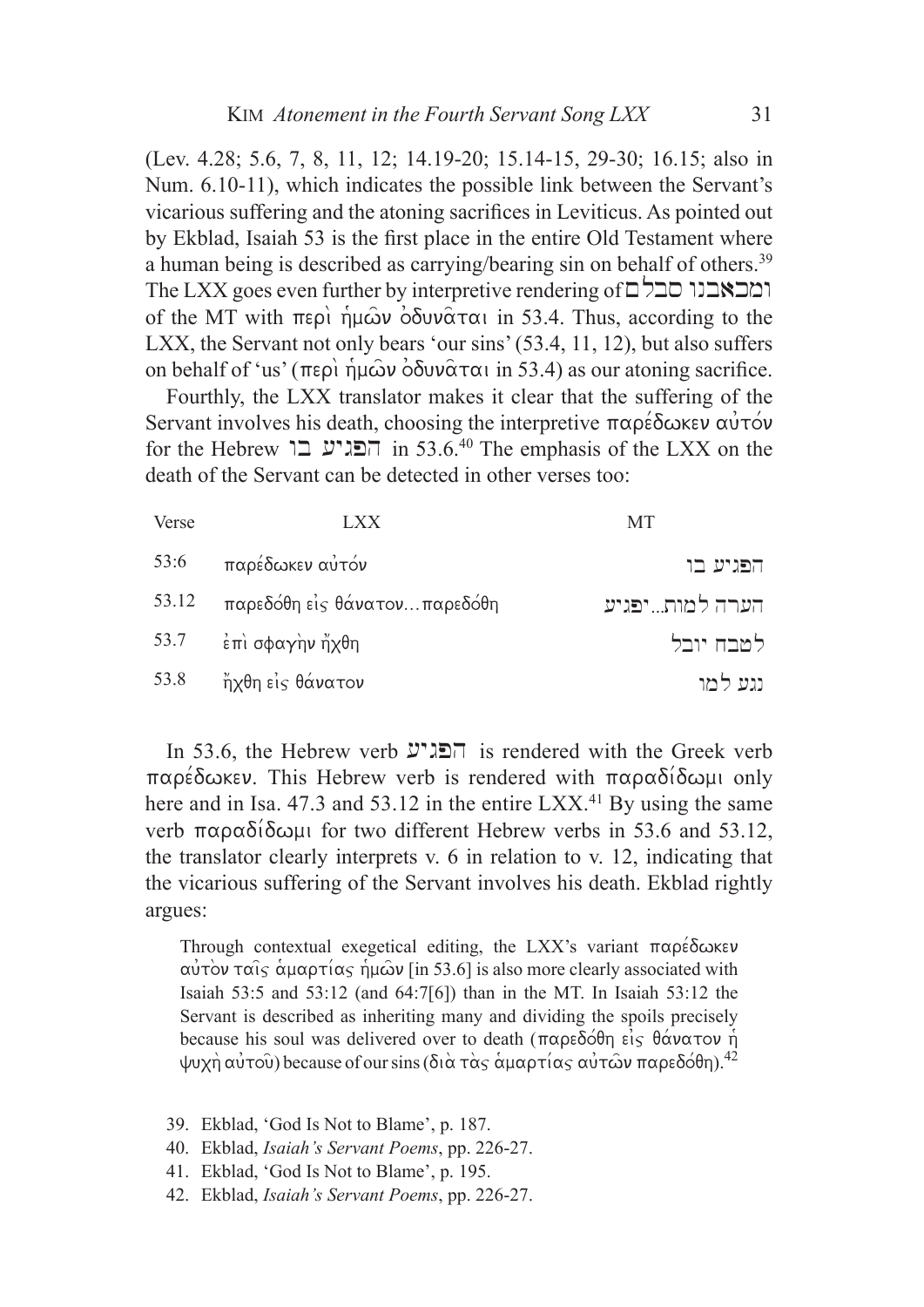(Lev. 4.28; 5.6, 7, 8, 11, 12; 14.19-20; 15.14-15, 29-30; 16.15; also in Num. 6.10-11), which indicates the possible link between the Servant's vicarious suffering and the atoning sacrifices in Leviticus. As pointed out by Ekblad, Isaiah 53 is the first place in the entire Old Testament where a human being is described as carrying/bearing sin on behalf of others.[39] The LXX goes even further by interpretive rendering of ומכאבנו סבלם of the MT with περὶ ἡμῶν ὀδυνᾶται in 53.4. Thus, according to the LXX, the Servant not only bears 'our sins' (53.4, 11, 12), but also suffers on behalf of 'us' (περὶ ἡμῶν ὀδυνᾶται in 53.4) as our atoning sacrifice.

Fourthly, the LXX translator makes it clear that the suffering of the Servant involves his death, choosing the interpretive παρέδωκεν αὐτόν for the Hebrew הפגיע בו in 53.6.[40] The emphasis of the LXX on the death of the Servant can be detected in other verses too:

| Verse | LXX | MT |
|---|---|---|
| 53:6 | παρέδωκεν αὐτόν | הפגיע בו |
| 53.12 | παρεδόθη εἰς θάνατον…παρεδόθη | הערה למות...יפגיע |
| 53.7 | ἐπὶ σφαγὴν ἤχθη | לטבח יובל |
| 53.8 | ἤχθη εἰς θάνατον | נגע למו |

In 53.6, the Hebrew verb הפגיע is rendered with the Greek verb παρέδωκεν. This Hebrew verb is rendered with παραδίδωμι only here and in Isa. 47.3 and 53.12 in the entire LXX.[41] By using the same verb παραδίδωμι for two different Hebrew verbs in 53.6 and 53.12, the translator clearly interprets v. 6 in relation to v. 12, indicating that the vicarious suffering of the Servant involves his death. Ekblad rightly argues:

> Through contextual exegetical editing, the LXX's variant παρέδωκεν αὐτὸν ταῖς ἁμαρτίαις ἡμῶν [in 53.6] is also more clearly associated with Isaiah 53:5 and 53:12 (and 64:7[6]) than in the MT. In Isaiah 53:12 the Servant is described as inheriting many and dividing the spoils precisely because his soul was delivered over to death (παρεδόθη εἰς θάνατον ἡ ψυχὴ αὐτοῦ) because of our sins (διὰ τὰς ἁμαρτίας αὐτῶν παρεδόθη).[42]

39. Ekblad, 'God Is Not to Blame', p. 187.
40. Ekblad, *Isaiah's Servant Poems*, pp. 226-27.
41. Ekblad, 'God Is Not to Blame', p. 195.
42. Ekblad, *Isaiah's Servant Poems*, pp. 226-27.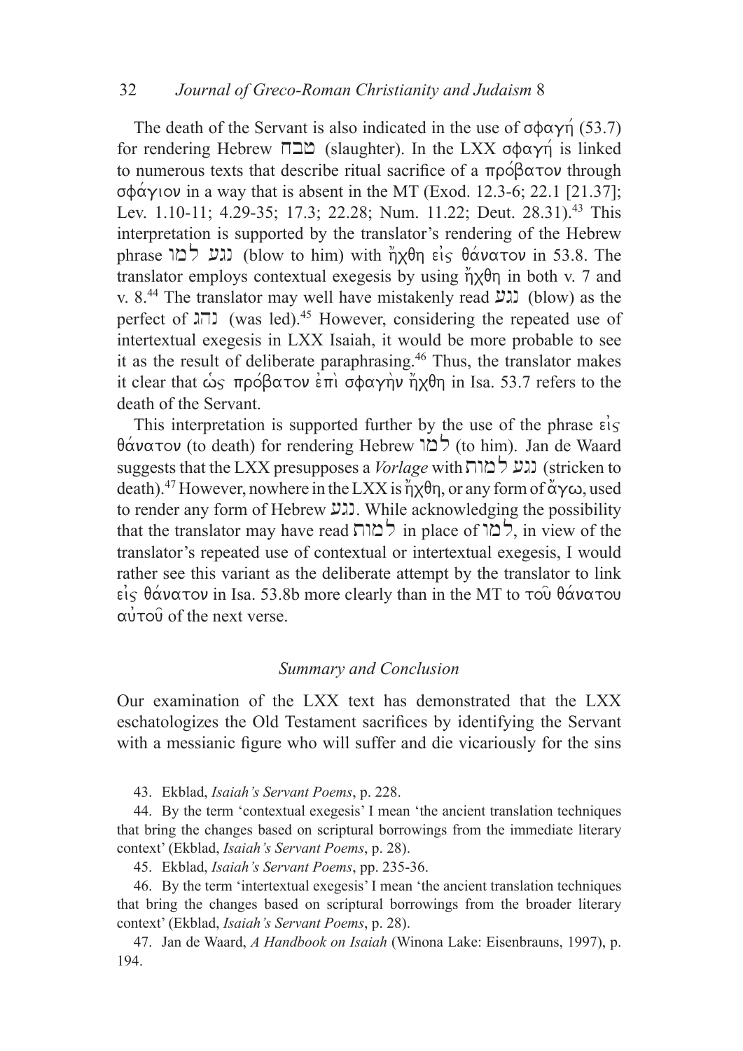The death of the Servant is also indicated in the use of σφαγή (53.7) for rendering Hebrew טבח (slaughter). In the LXX σφαγή is linked to numerous texts that describe ritual sacrifice of a πρόβατον through σφάγιον in a way that is absent in the MT (Exod. 12.3-6; 22.1 [21.37]; Lev. 1.10-11; 4.29-35; 17.3; 22.28; Num. 11.22; Deut. 28.31).[43] This interpretation is supported by the translator's rendering of the Hebrew phrase נגע למו (blow to him) with ἤχθη εἰς θάνατον in 53.8. The translator employs contextual exegesis by using ἤχθη in both v. 7 and v. 8.[44] The translator may well have mistakenly read נגע (blow) as the perfect of נהג (was led).[45] However, considering the repeated use of intertextual exegesis in LXX Isaiah, it would be more probable to see it as the result of deliberate paraphrasing.[46] Thus, the translator makes it clear that ὡς πρόβατον ἐπὶ σφαγὴν ἤχθη in Isa. 53.7 refers to the death of the Servant.

This interpretation is supported further by the use of the phrase εἰς θάνατον (to death) for rendering Hebrew למו (to him). Jan de Waard suggests that the LXX presupposes a *Vorlage* with נגע למות (stricken to death).[47] However, nowhere in the LXX is ἤχθη, or any form of ἄγω, used to render any form of Hebrew נגע. While acknowledging the possibility that the translator may have read למות in place of למו, in view of the translator's repeated use of contextual or intertextual exegesis, I would rather see this variant as the deliberate attempt by the translator to link εἰς θάνατον in Isa. 53.8b more clearly than in the MT to τοῦ θάνατου αὐτοῦ of the next verse.

### *Summary and Conclusion*

Our examination of the LXX text has demonstrated that the LXX eschatologizes the Old Testament sacrifices by identifying the Servant with a messianic figure who will suffer and die vicariously for the sins

43. Ekblad, *Isaiah's Servant Poems*, p. 228.

44. By the term 'contextual exegesis' I mean 'the ancient translation techniques that bring the changes based on scriptural borrowings from the immediate literary context' (Ekblad, *Isaiah's Servant Poems*, p. 28).

45. Ekblad, *Isaiah's Servant Poems*, pp. 235-36.

46. By the term 'intertextual exegesis' I mean 'the ancient translation techniques that bring the changes based on scriptural borrowings from the broader literary context' (Ekblad, *Isaiah's Servant Poems*, p. 28).

47. Jan de Waard, *A Handbook on Isaiah* (Winona Lake: Eisenbrauns, 1997), p. 194.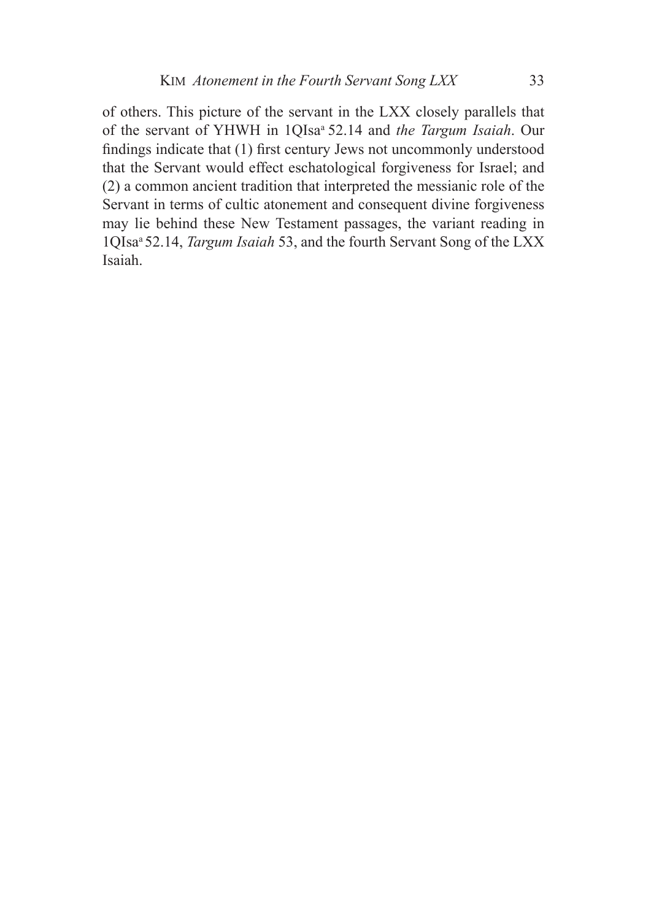of others. This picture of the servant in the LXX closely parallels that of the servant of YHWH in 1QIsa[a] 52.14 and *the Targum Isaiah*. Our findings indicate that (1) first century Jews not uncommonly understood that the Servant would effect eschatological forgiveness for Israel; and (2) a common ancient tradition that interpreted the messianic role of the Servant in terms of cultic atonement and consequent divine forgiveness may lie behind these New Testament passages, the variant reading in 1QIsa[a] 52.14, *Targum Isaiah* 53, and the fourth Servant Song of the LXX Isaiah.